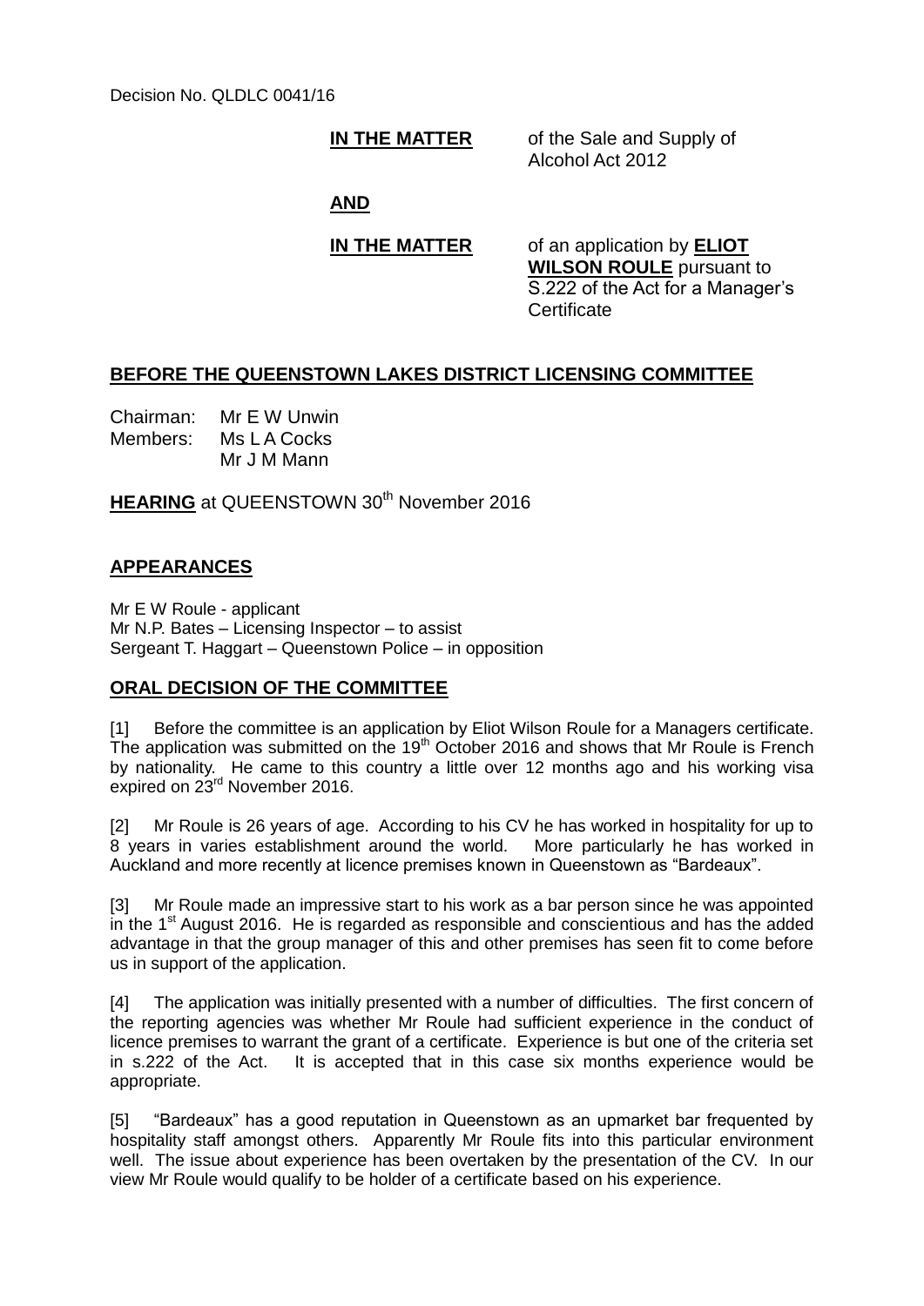Decision No. QLDLC 0041/16

**IN THE MATTER** of the Sale and Supply of Alcohol Act 2012

**AND**

**IN THE MATTER** of an application by **ELIOT WILSON ROULE** pursuant to S.222 of the Act for a Manager's Certificate

## BEFORE THE QUEENSTOWN LAKES DISTRICT LICENSING COMMITTEE

Chairman: Mr E W Unwin
Members: Ms L A Cocks
Mr J M Mann

**HEARING** at QUEENSTOWN 30th November 2016

## APPEARANCES

Mr E W Roule - applicant
Mr N.P. Bates – Licensing Inspector – to assist
Sergeant T. Haggart – Queenstown Police – in opposition

## ORAL DECISION OF THE COMMITTEE

[1] Before the committee is an application by Eliot Wilson Roule for a Managers certificate. The application was submitted on the 19th October 2016 and shows that Mr Roule is French by nationality. He came to this country a little over 12 months ago and his working visa expired on 23rd November 2016.

[2] Mr Roule is 26 years of age. According to his CV he has worked in hospitality for up to 8 years in varies establishment around the world. More particularly he has worked in Auckland and more recently at licence premises known in Queenstown as "Bardeaux".

[3] Mr Roule made an impressive start to his work as a bar person since he was appointed in the 1st August 2016. He is regarded as responsible and conscientious and has the added advantage in that the group manager of this and other premises has seen fit to come before us in support of the application.

[4] The application was initially presented with a number of difficulties. The first concern of the reporting agencies was whether Mr Roule had sufficient experience in the conduct of licence premises to warrant the grant of a certificate. Experience is but one of the criteria set in s.222 of the Act. It is accepted that in this case six months experience would be appropriate.

[5] "Bardeaux" has a good reputation in Queenstown as an upmarket bar frequented by hospitality staff amongst others. Apparently Mr Roule fits into this particular environment well. The issue about experience has been overtaken by the presentation of the CV. In our view Mr Roule would qualify to be holder of a certificate based on his experience.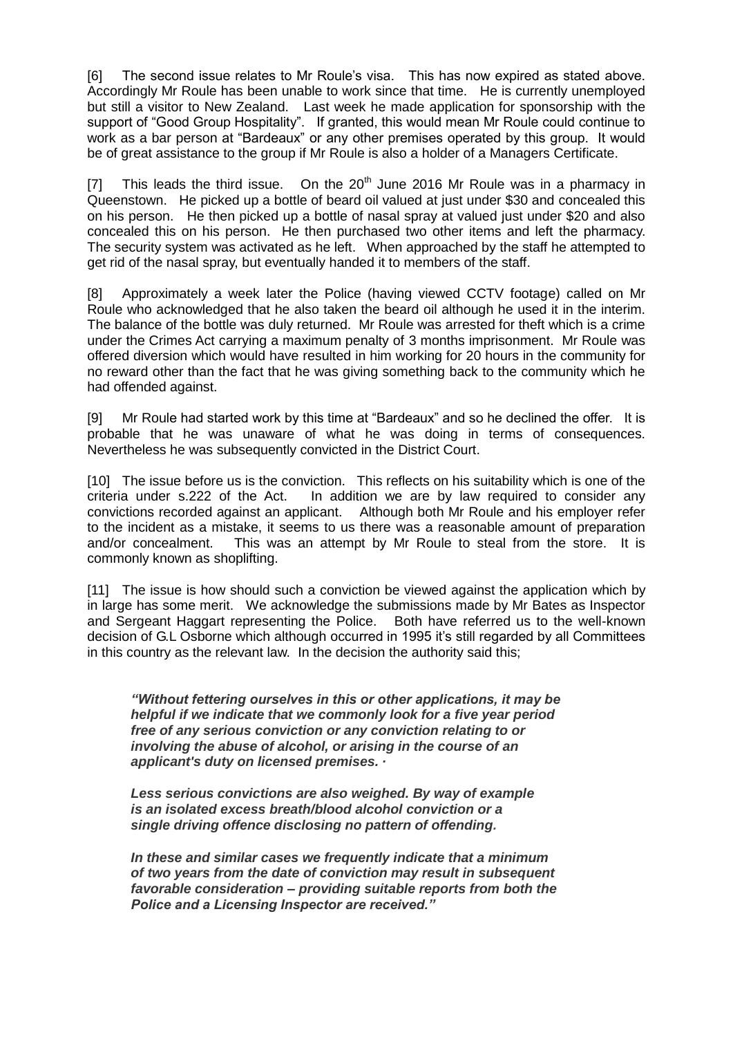[6] The second issue relates to Mr Roule's visa. This has now expired as stated above. Accordingly Mr Roule has been unable to work since that time. He is currently unemployed but still a visitor to New Zealand. Last week he made application for sponsorship with the support of "Good Group Hospitality". If granted, this would mean Mr Roule could continue to work as a bar person at "Bardeaux" or any other premises operated by this group. It would be of great assistance to the group if Mr Roule is also a holder of a Managers Certificate.

[7] This leads the third issue. On the 20th June 2016 Mr Roule was in a pharmacy in Queenstown. He picked up a bottle of beard oil valued at just under $30 and concealed this on his person. He then picked up a bottle of nasal spray at valued just under $20 and also concealed this on his person. He then purchased two other items and left the pharmacy. The security system was activated as he left. When approached by the staff he attempted to get rid of the nasal spray, but eventually handed it to members of the staff.

[8] Approximately a week later the Police (having viewed CCTV footage) called on Mr Roule who acknowledged that he also taken the beard oil although he used it in the interim. The balance of the bottle was duly returned. Mr Roule was arrested for theft which is a crime under the Crimes Act carrying a maximum penalty of 3 months imprisonment. Mr Roule was offered diversion which would have resulted in him working for 20 hours in the community for no reward other than the fact that he was giving something back to the community which he had offended against.

[9] Mr Roule had started work by this time at "Bardeaux" and so he declined the offer. It is probable that he was unaware of what he was doing in terms of consequences. Nevertheless he was subsequently convicted in the District Court.

[10] The issue before us is the conviction. This reflects on his suitability which is one of the criteria under s.222 of the Act. In addition we are by law required to consider any convictions recorded against an applicant. Although both Mr Roule and his employer refer to the incident as a mistake, it seems to us there was a reasonable amount of preparation and/or concealment. This was an attempt by Mr Roule to steal from the store. It is commonly known as shoplifting.

[11] The issue is how should such a conviction be viewed against the application which by in large has some merit. We acknowledge the submissions made by Mr Bates as Inspector and Sergeant Haggart representing the Police. Both have referred us to the well-known decision of G.L Osborne which although occurred in 1995 it's still regarded by all Committees in this country as the relevant law. In the decision the authority said this;

> ***"Without fettering ourselves in this or other applications, it may be helpful if we indicate that we commonly look for a five year period free of any serious conviction or any conviction relating to or involving the abuse of alcohol, or arising in the course of an applicant's duty on licensed premises. ·***
>
> ***Less serious convictions are also weighed. By way of example is an isolated excess breath/blood alcohol conviction or a single driving offence disclosing no pattern of offending.***
>
> ***In these and similar cases we frequently indicate that a minimum of two years from the date of conviction may result in subsequent favorable consideration – providing suitable reports from both the Police and a Licensing Inspector are received."***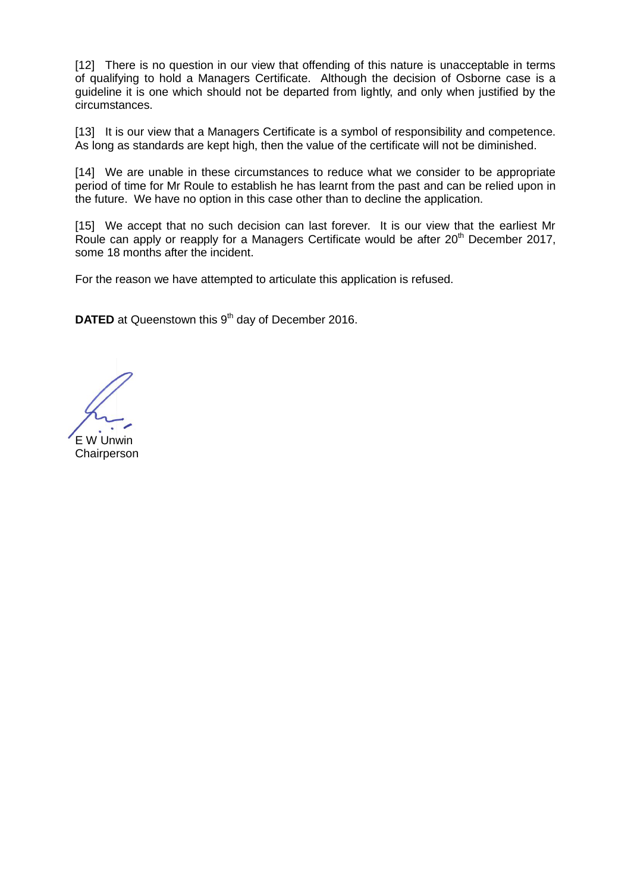[12] There is no question in our view that offending of this nature is unacceptable in terms of qualifying to hold a Managers Certificate. Although the decision of Osborne case is a guideline it is one which should not be departed from lightly, and only when justified by the circumstances.

[13] It is our view that a Managers Certificate is a symbol of responsibility and competence. As long as standards are kept high, then the value of the certificate will not be diminished.

[14] We are unable in these circumstances to reduce what we consider to be appropriate period of time for Mr Roule to establish he has learnt from the past and can be relied upon in the future. We have no option in this case other than to decline the application.

[15] We accept that no such decision can last forever. It is our view that the earliest Mr Roule can apply or reapply for a Managers Certificate would be after 20th December 2017, some 18 months after the incident.

For the reason we have attempted to articulate this application is refused.

**DATED** at Queenstown this 9th day of December 2016.

E W Unwin
Chairperson